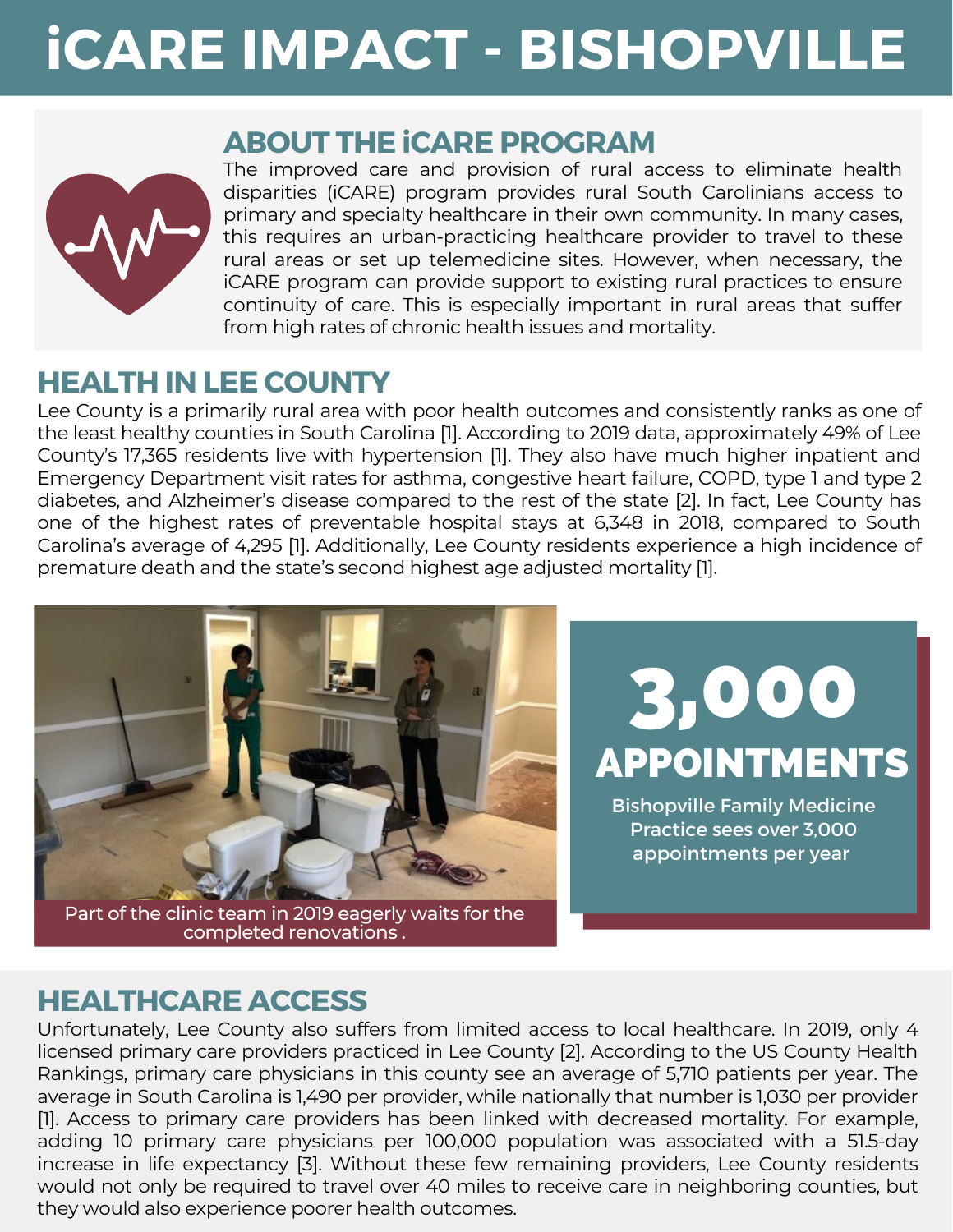# iCARE IMPACT - BISHOPVILLE

## ABOUT THE iCARE PROGRAM

The improved care and provision of rural access to eliminate health disparities (iCARE) program provides rural South Carolinians access to primary and specialty healthcare in their own community. In many cases, this requires an urban-practicing healthcare provider to travel to these rural areas or set up telemedicine sites. However, when necessary, the iCARE program can provide support to existing rural practices to ensure continuity of care. This is especially important in rural areas that suffer from high rates of chronic health issues and mortality.

## HEALTH IN LEE COUNTY

Lee County is a primarily rural area with poor health outcomes and consistently ranks as one of the least healthy counties in South Carolina [1]. According to 2019 data, approximately 49% of Lee County's 17,365 residents live with hypertension [1]. They also have much higher inpatient and Emergency Department visit rates for asthma, congestive heart failure, COPD, type 1 and type 2 diabetes, and Alzheimer's disease compared to the rest of the state [2]. In fact, Lee County has one of the highest rates of preventable hospital stays at 6,348 in 2018, compared to South Carolina's average of 4,295 [1]. Additionally, Lee County residents experience a high incidence of premature death and the state's second highest age adjusted mortality [1].

Part of the clinic team in 2019 eagerly waits for the completed renovations .

**3,000 APPOINTMENTS**

Bishopville Family Medicine Practice sees over 3,000 appointments per year

## HEALTHCARE ACCESS

Unfortunately, Lee County also suffers from limited access to local healthcare. In 2019, only 4 licensed primary care providers practiced in Lee County [2]. According to the US County Health Rankings, primary care physicians in this county see an average of 5,710 patients per year. The average in South Carolina is 1,490 per provider, while nationally that number is 1,030 per provider [1]. Access to primary care providers has been linked with decreased mortality. For example, adding 10 primary care physicians per 100,000 population was associated with a 51.5-day increase in life expectancy [3]. Without these few remaining providers, Lee County residents would not only be required to travel over 40 miles to receive care in neighboring counties, but they would also experience poorer health outcomes.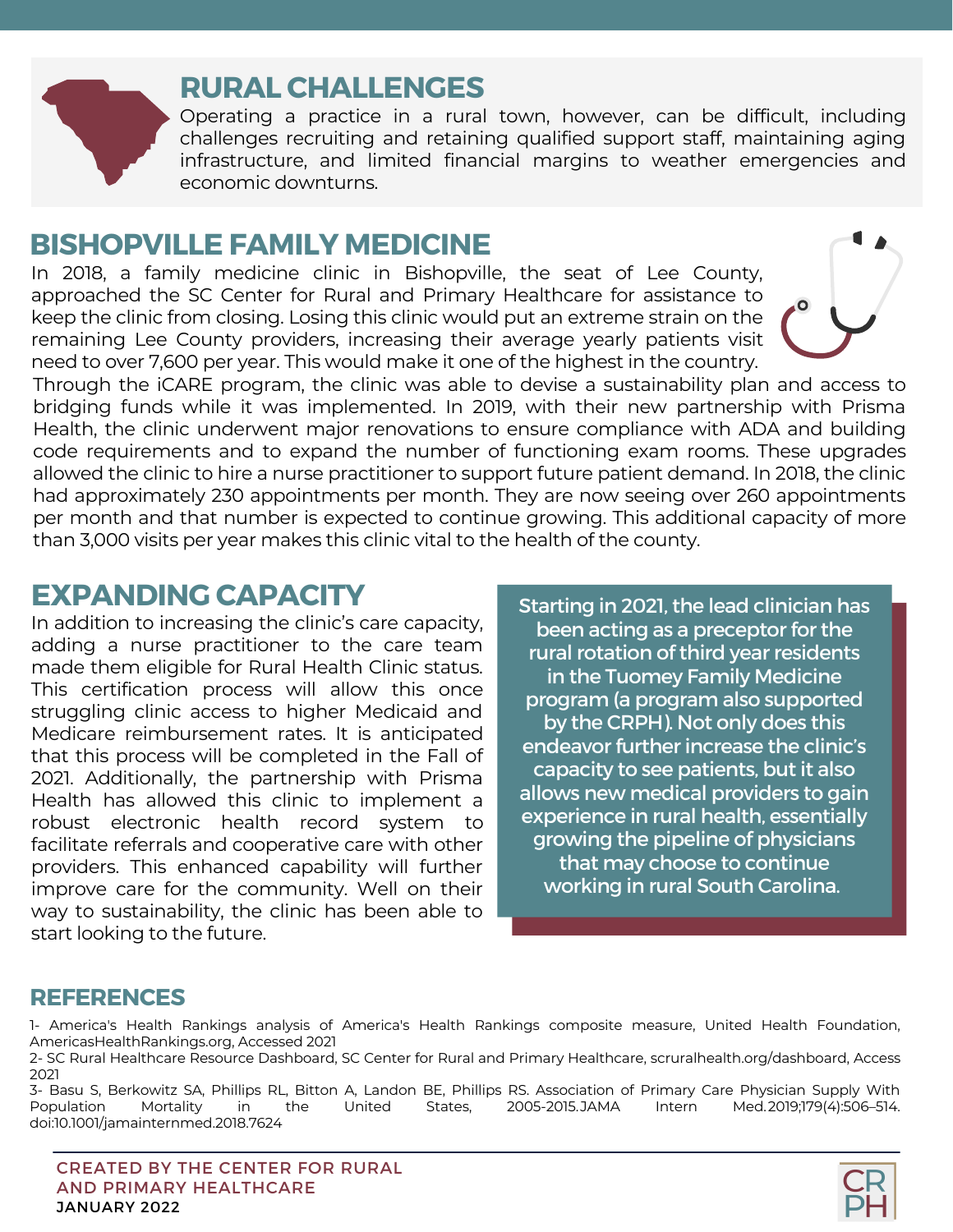## RURAL CHALLENGES

Operating a practice in a rural town, however, can be difficult, including challenges recruiting and retaining qualified support staff, maintaining aging infrastructure, and limited financial margins to weather emergencies and economic downturns.

## BISHOPVILLE FAMILY MEDICINE

In 2018, a family medicine clinic in Bishopville, the seat of Lee County, approached the SC Center for Rural and Primary Healthcare for assistance to keep the clinic from closing. Losing this clinic would put an extreme strain on the remaining Lee County providers, increasing their average yearly patients visit need to over 7,600 per year. This would make it one of the highest in the country. Through the iCARE program, the clinic was able to devise a sustainability plan and access to bridging funds while it was implemented. In 2019, with their new partnership with Prisma Health, the clinic underwent major renovations to ensure compliance with ADA and building code requirements and to expand the number of functioning exam rooms. These upgrades allowed the clinic to hire a nurse practitioner to support future patient demand. In 2018, the clinic had approximately 230 appointments per month. They are now seeing over 260 appointments per month and that number is expected to continue growing. This additional capacity of more than 3,000 visits per year makes this clinic vital to the health of the county.

## EXPANDING CAPACITY

In addition to increasing the clinic's care capacity, adding a nurse practitioner to the care team made them eligible for Rural Health Clinic status. This certification process will allow this once struggling clinic access to higher Medicaid and Medicare reimbursement rates. It is anticipated that this process will be completed in the Fall of 2021. Additionally, the partnership with Prisma Health has allowed this clinic to implement a robust electronic health record system to facilitate referrals and cooperative care with other providers. This enhanced capability will further improve care for the community. Well on their way to sustainability, the clinic has been able to start looking to the future.

**Starting in 2021, the lead clinician has been acting as a preceptor for the rural rotation of third year residents in the Tuomey Family Medicine program (a program also supported by the CRPH). Not only does this endeavor further increase the clinic's capacity to see patients, but it also allows new medical providers to gain experience in rural health, essentially growing the pipeline of physicians that may choose to continue working in rural South Carolina.**

## REFERENCES

1- America's Health Rankings analysis of America's Health Rankings composite measure, United Health Foundation, AmericasHealthRankings.org, Accessed 2021

2- SC Rural Healthcare Resource Dashboard, SC Center for Rural and Primary Healthcare, scruralhealth.org/dashboard, Access 2021

3- Basu S, Berkowitz SA, Phillips RL, Bitton A, Landon BE, Phillips RS. Association of Primary Care Physician Supply With Population Mortality in the United States, 2005-2015.JAMA Intern Med.2019;179(4):506–514. doi:10.1001/jamainternmed.2018.7624

CREATED BY THE CENTER FOR RURAL AND PRIMARY HEALTHCARE
JANUARY 2022

CRPH